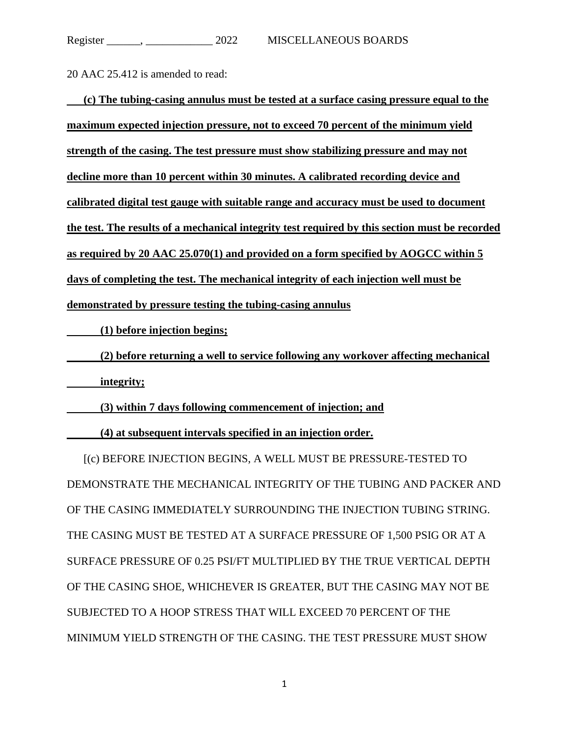20 AAC 25.412 is amended to read:

**(c) The tubing-casing annulus must be tested at a surface casing pressure equal to the maximum expected injection pressure, not to exceed 70 percent of the minimum yield strength of the casing. The test pressure must show stabilizing pressure and may not decline more than 10 percent within 30 minutes. A calibrated recording device and calibrated digital test gauge with suitable range and accuracy must be used to document the test. The results of a mechanical integrity test required by this section must be recorded as required by 20 AAC 25.070(1) and provided on a form specified by AOGCC within 5 days of completing the test. The mechanical integrity of each injection well must be demonstrated by pressure testing the tubing-casing annulus**

**(1) before injection begins;**

**(2) before returning a well to service following any workover affecting mechanical integrity;**

**(3) within 7 days following commencement of injection; and**

**(4) at subsequent intervals specified in an injection order.**

[(c) BEFORE INJECTION BEGINS, A WELL MUST BE PRESSURE-TESTED TO DEMONSTRATE THE MECHANICAL INTEGRITY OF THE TUBING AND PACKER AND OF THE CASING IMMEDIATELY SURROUNDING THE INJECTION TUBING STRING. THE CASING MUST BE TESTED AT A SURFACE PRESSURE OF 1,500 PSIG OR AT A SURFACE PRESSURE OF 0.25 PSI/FT MULTIPLIED BY THE TRUE VERTICAL DEPTH OF THE CASING SHOE, WHICHEVER IS GREATER, BUT THE CASING MAY NOT BE SUBJECTED TO A HOOP STRESS THAT WILL EXCEED 70 PERCENT OF THE MINIMUM YIELD STRENGTH OF THE CASING. THE TEST PRESSURE MUST SHOW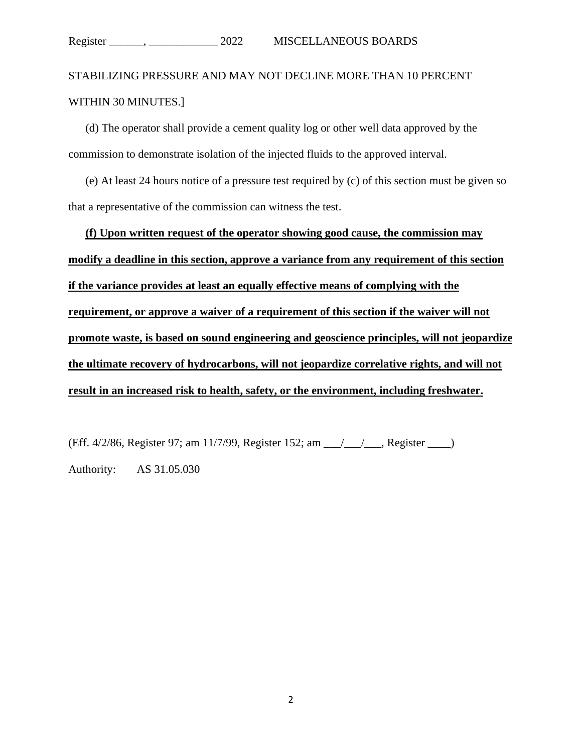STABILIZING PRESSURE AND MAY NOT DECLINE MORE THAN 10 PERCENT WITHIN 30 MINUTES.]

(d) The operator shall provide a cement quality log or other well data approved by the commission to demonstrate isolation of the injected fluids to the approved interval.

(e) At least 24 hours notice of a pressure test required by (c) of this section must be given so that a representative of the commission can witness the test.

**<u>(f) Upon written request of the operator showing good cause, the commission may modify a deadline in this section, approve a variance from any requirement of this section if the variance provides at least an equally effective means of complying with the requirement, or approve a waiver of a requirement of this section if the waiver will not promote waste, is based on sound engineering and geoscience principles, will not jeopardize the ultimate recovery of hydrocarbons, will not jeopardize correlative rights, and will not result in an increased risk to health, safety, or the environment, including freshwater.</u>**

(Eff. 4/2/86, Register 97; am 11/7/99, Register 152; am ___/___/___, Register ____)

Authority: AS 31.05.030